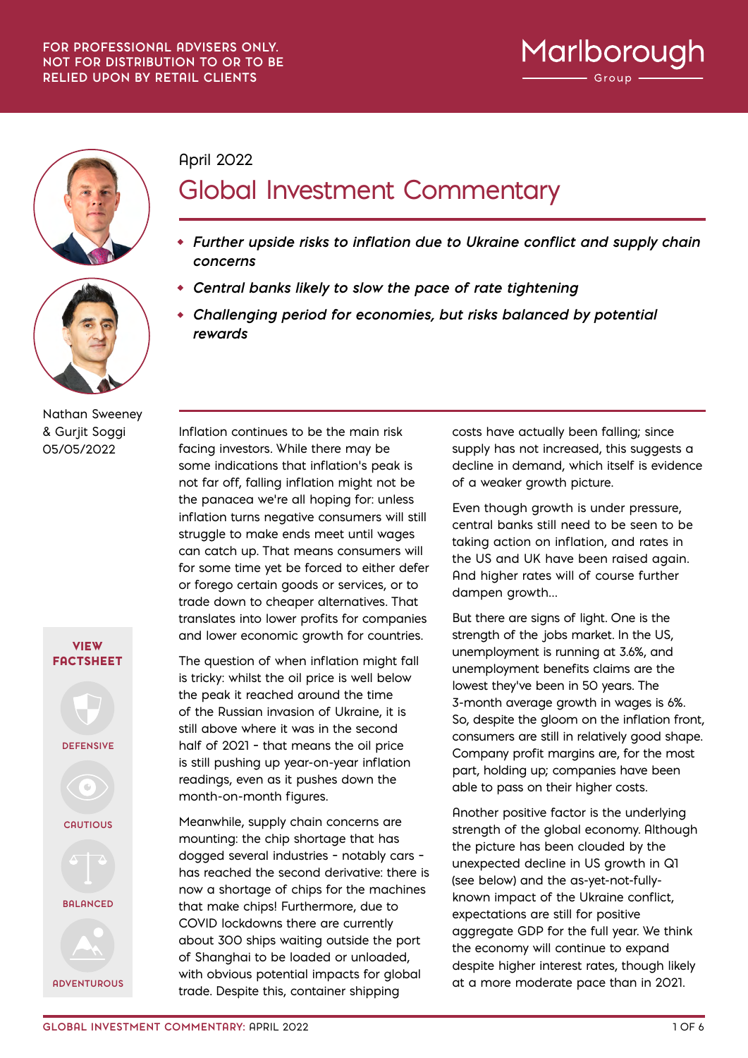FOR PROFESSIONAL ADVISERS ONLY. NOT FOR DISTRIBUTION TO OR TO BE RELIED UPON BY RETAIL CLIENTS

Marlborough Group

April 2022

# Global Investment Commentary

- *Further upside risks to inflation due to Ukraine conflict and supply chain concerns*
- *Central banks likely to slow the pace of rate tightening*
- *Challenging period for economies, but risks balanced by potential rewards*

Nathan Sweeney & Gurjit Soggi
05/05/2022

**VIEW FACTSHEET**

DEFENSIVE

CAUTIOUS

BALANCED

ADVENTUROUS

Inflation continues to be the main risk facing investors. While there may be some indications that inflation's peak is not far off, falling inflation might not be the panacea we're all hoping for: unless inflation turns negative consumers will still struggle to make ends meet until wages can catch up. That means consumers will for some time yet be forced to either defer or forego certain goods or services, or to trade down to cheaper alternatives. That translates into lower profits for companies and lower economic growth for countries.

The question of when inflation might fall is tricky: whilst the oil price is well below the peak it reached around the time of the Russian invasion of Ukraine, it is still above where it was in the second half of 2021 - that means the oil price is still pushing up year-on-year inflation readings, even as it pushes down the month-on-month figures.

Meanwhile, supply chain concerns are mounting: the chip shortage that has dogged several industries - notably cars - has reached the second derivative: there is now a shortage of chips for the machines that make chips! Furthermore, due to COVID lockdowns there are currently about 300 ships waiting outside the port of Shanghai to be loaded or unloaded, with obvious potential impacts for global trade. Despite this, container shipping costs have actually been falling; since supply has not increased, this suggests a decline in demand, which itself is evidence of a weaker growth picture.

Even though growth is under pressure, central banks still need to be seen to be taking action on inflation, and rates in the US and UK have been raised again. And higher rates will of course further dampen growth...

But there are signs of light. One is the strength of the jobs market. In the US, unemployment is running at 3.6%, and unemployment benefits claims are the lowest they've been in 50 years. The 3-month average growth in wages is 6%. So, despite the gloom on the inflation front, consumers are still in relatively good shape. Company profit margins are, for the most part, holding up; companies have been able to pass on their higher costs.

Another positive factor is the underlying strength of the global economy. Although the picture has been clouded by the unexpected decline in US growth in Q1 (see below) and the as-yet-not-fully-known impact of the Ukraine conflict, expectations are still for positive aggregate GDP for the full year. We think the economy will continue to expand despite higher interest rates, though likely at a more moderate pace than in 2021.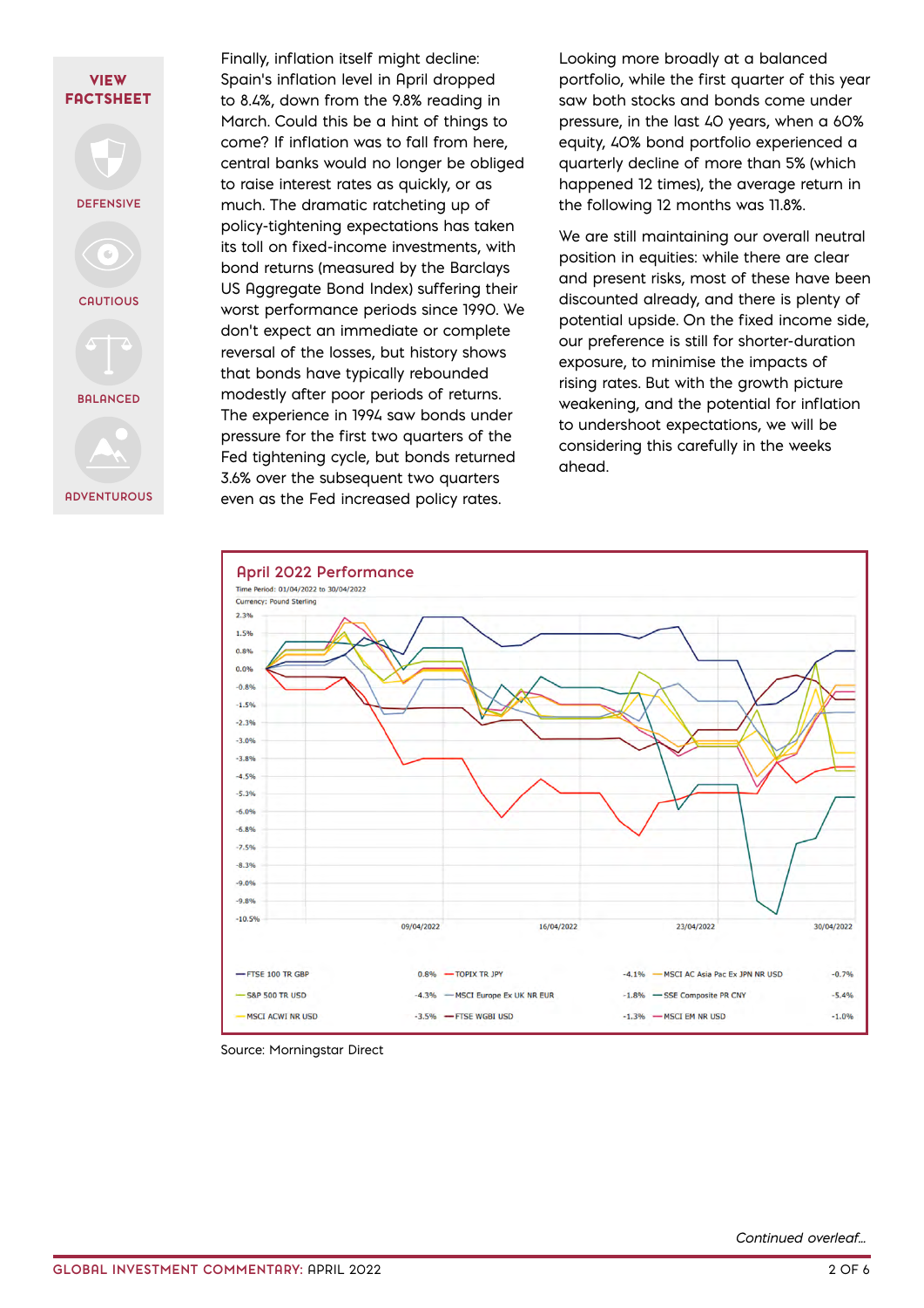**VIEW FACTSHEET**

DEFENSIVE

CAUTIOUS

BALANCED

ADVENTUROUS

Finally, inflation itself might decline: Spain's inflation level in April dropped to 8.4%, down from the 9.8% reading in March. Could this be a hint of things to come? If inflation was to fall from here, central banks would no longer be obliged to raise interest rates as quickly, or as much. The dramatic ratcheting up of policy-tightening expectations has taken its toll on fixed-income investments, with bond returns (measured by the Barclays US Aggregate Bond Index) suffering their worst performance periods since 1990. We don't expect an immediate or complete reversal of the losses, but history shows that bonds have typically rebounded modestly after poor periods of returns. The experience in 1994 saw bonds under pressure for the first two quarters of the Fed tightening cycle, but bonds returned 3.6% over the subsequent two quarters even as the Fed increased policy rates.

Looking more broadly at a balanced portfolio, while the first quarter of this year saw both stocks and bonds come under pressure, in the last 40 years, when a 60% equity, 40% bond portfolio experienced a quarterly decline of more than 5% (which happened 12 times), the average return in the following 12 months was 11.8%.

We are still maintaining our overall neutral position in equities: while there are clear and present risks, most of these have been discounted already, and there is plenty of potential upside. On the fixed income side, our preference is still for shorter-duration exposure, to minimise the impacts of rising rates. But with the growth picture weakening, and the potential for inflation to undershoot expectations, we will be considering this carefully in the weeks ahead.

**April 2022 Performance**

Time Period: 01/04/2022 to 30/04/2022

Currency: Pound Sterling

2.3%
1.5%
0.8%
0.0%
-0.8%
-1.5%
-2.3%
-3.0%
-3.8%
-4.5%
-5.3%
-6.0%
-6.8%
-7.5%
-8.3%
-9.0%
-9.8%
-10.5%

09/04/2022
16/04/2022
23/04/2022
30/04/2022

FTSE 100 TR GBP 0.8%
TOPIX TR JPY -4.1%
MSCI AC Asia Pac Ex JPN NR USD -0.7%
S&P 500 TR USD -4.3%
MSCI Europe Ex UK NR EUR -1.8%
SSE Composite PR CNY -5.4%
MSCI ACWI NR USD -3.5%
FTSE WGBI USD -1.3%
MSCI EM NR USD -1.0%

Source: Morningstar Direct

*Continued overleaf...*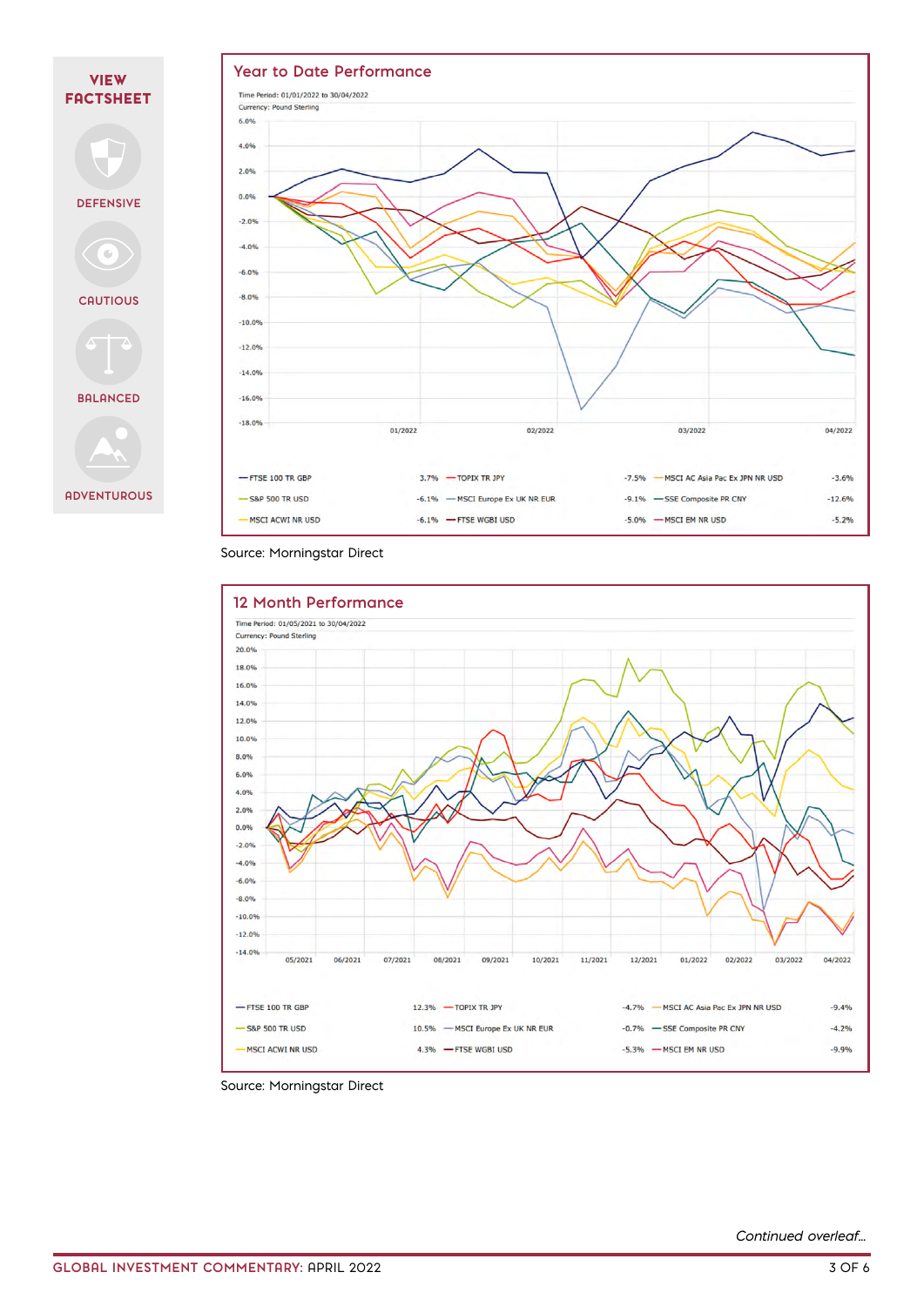VIEW FACTSHEET

DEFENSIVE

CAUTIOUS

BALANCED

ADVENTUROUS

## Year to Date Performance

Time Period: 01/01/2022 to 30/04/2022

Currency: Pound Sterling

6.0%
4.0%
2.0%
0.0%
-2.0%
-4.0%
-6.0%
-8.0%
-10.0%
-12.0%
-14.0%
-16.0%
-18.0%

01/2022
02/2022
03/2022
04/2022

FTSE 100 TR GBP 3.7%
TOPIX TR JPY -7.5%
MSCI AC Asia Pac Ex JPN NR USD -3.6%
S&P 500 TR USD -6.1%
MSCI Europe Ex UK NR EUR -9.1%
SSE Composite PR CNY -12.6%
MSCI ACWI NR USD -6.1%
FTSE WGBI USD -5.0%
MSCI EM NR USD -5.2%

Source: Morningstar Direct

## 12 Month Performance

Time Period: 01/05/2021 to 30/04/2022

Currency: Pound Sterling

20.0%
18.0%
16.0%
14.0%
12.0%
10.0%
8.0%
6.0%
4.0%
2.0%
0.0%
-2.0%
-4.0%
-6.0%
-8.0%
-10.0%
-12.0%
-14.0%

05/2021
06/2021
07/2021
08/2021
09/2021
10/2021
11/2021
12/2021
01/2022
02/2022
03/2022
04/2022

FTSE 100 TR GBP 12.3%
TOPIX TR JPY -4.7%
MSCI AC Asia Pac Ex JPN NR USD -9.4%
S&P 500 TR USD 10.5%
MSCI Europe Ex UK NR EUR -0.7%
SSE Composite PR CNY -4.2%
MSCI ACWI NR USD 4.3%
FTSE WGBI USD -5.3%
MSCI EM NR USD -9.9%

Source: Morningstar Direct

*Continued overleaf...*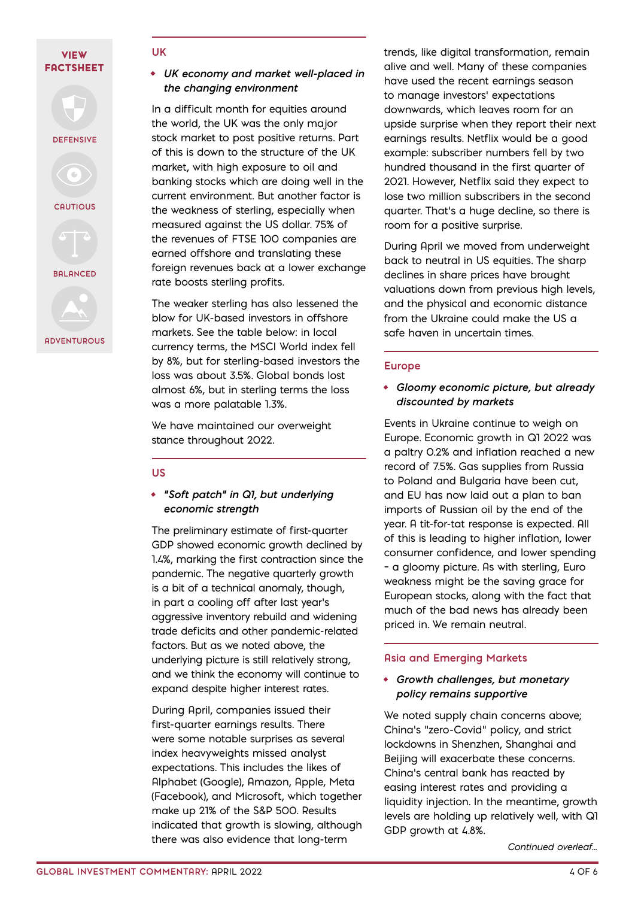VIEW FACTSHEET

DEFENSIVE

CAUTIOUS

BALANCED

ADVENTUROUS

## UK

- ***UK economy and market well-placed in the changing environment***

In a difficult month for equities around the world, the UK was the only major stock market to post positive returns. Part of this is down to the structure of the UK market, with high exposure to oil and banking stocks which are doing well in the current environment. But another factor is the weakness of sterling, especially when measured against the US dollar. 75% of the revenues of FTSE 100 companies are earned offshore and translating these foreign revenues back at a lower exchange rate boosts sterling profits.

The weaker sterling has also lessened the blow for UK-based investors in offshore markets. See the table below: in local currency terms, the MSCI World index fell by 8%, but for sterling-based investors the loss was about 3.5%. Global bonds lost almost 6%, but in sterling terms the loss was a more palatable 1.3%.

We have maintained our overweight stance throughout 2022.

## US

- ***"Soft patch" in Q1, but underlying economic strength***

The preliminary estimate of first-quarter GDP showed economic growth declined by 1.4%, marking the first contraction since the pandemic. The negative quarterly growth is a bit of a technical anomaly, though, in part a cooling off after last year's aggressive inventory rebuild and widening trade deficits and other pandemic-related factors. But as we noted above, the underlying picture is still relatively strong, and we think the economy will continue to expand despite higher interest rates.

During April, companies issued their first-quarter earnings results. There were some notable surprises as several index heavyweights missed analyst expectations. This includes the likes of Alphabet (Google), Amazon, Apple, Meta (Facebook), and Microsoft, which together make up 21% of the S&P 500. Results indicated that growth is slowing, although there was also evidence that long-term trends, like digital transformation, remain alive and well. Many of these companies have used the recent earnings season to manage investors' expectations downwards, which leaves room for an upside surprise when they report their next earnings results. Netflix would be a good example: subscriber numbers fell by two hundred thousand in the first quarter of 2021. However, Netflix said they expect to lose two million subscribers in the second quarter. That's a huge decline, so there is room for a positive surprise.

During April we moved from underweight back to neutral in US equities. The sharp declines in share prices have brought valuations down from previous high levels, and the physical and economic distance from the Ukraine could make the US a safe haven in uncertain times.

## Europe

- ***Gloomy economic picture, but already discounted by markets***

Events in Ukraine continue to weigh on Europe. Economic growth in Q1 2022 was a paltry 0.2% and inflation reached a new record of 7.5%. Gas supplies from Russia to Poland and Bulgaria have been cut, and EU has now laid out a plan to ban imports of Russian oil by the end of the year. A tit-for-tat response is expected. All of this is leading to higher inflation, lower consumer confidence, and lower spending - a gloomy picture. As with sterling, Euro weakness might be the saving grace for European stocks, along with the fact that much of the bad news has already been priced in. We remain neutral.

## Asia and Emerging Markets

- ***Growth challenges, but monetary policy remains supportive***

We noted supply chain concerns above; China's "zero-Covid" policy, and strict lockdowns in Shenzhen, Shanghai and Beijing will exacerbate these concerns. China's central bank has reacted by easing interest rates and providing a liquidity injection. In the meantime, growth levels are holding up relatively well, with Q1 GDP growth at 4.8%.

*Continued overleaf...*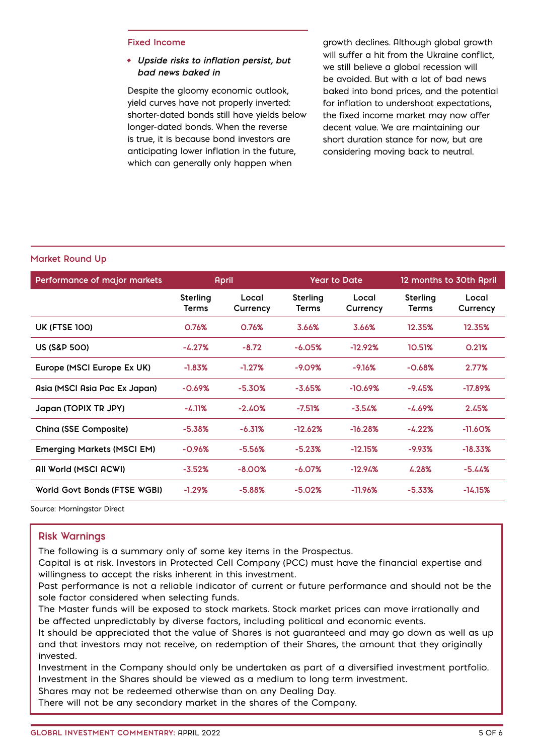## Fixed Income

- ***Upside risks to inflation persist, but bad news baked in***

Despite the gloomy economic outlook, yield curves have not properly inverted: shorter-dated bonds still have yields below longer-dated bonds. When the reverse is true, it is because bond investors are anticipating lower inflation in the future, which can generally only happen when growth declines. Although global growth will suffer a hit from the Ukraine conflict, we still believe a global recession will be avoided. But with a lot of bad news baked into bond prices, and the potential for inflation to undershoot expectations, the fixed income market may now offer decent value. We are maintaining our short duration stance for now, but are considering moving back to neutral.

## Market Round Up

| Performance of major markets | April | | Year to Date | | 12 months to 30th April | |
|---|---|---|---|---|---|---|
| | Sterling Terms | Local Currency | Sterling Terms | Local Currency | Sterling Terms | Local Currency |
| UK (FTSE 100) | 0.76% | 0.76% | 3.66% | 3.66% | 12.35% | 12.35% |
| US (S&P 500) | -4.27% | -8.72 | -6.05% | -12.92% | 10.51% | 0.21% |
| Europe (MSCI Europe Ex UK) | -1.83% | -1.27% | -9.09% | -9.16% | -0.68% | 2.77% |
| Asia (MSCI Asia Pac Ex Japan) | -0.69% | -5.30% | -3.65% | -10.69% | -9.45% | -17.89% |
| Japan (TOPIX TR JPY) | -4.11% | -2.40% | -7.51% | -3.54% | -4.69% | 2.45% |
| China (SSE Composite) | -5.38% | -6.31% | -12.62% | -16.28% | -4.22% | -11.60% |
| Emerging Markets (MSCI EM) | -0.96% | -5.56% | -5.23% | -12.15% | -9.93% | -18.33% |
| All World (MSCI ACWI) | -3.52% | -8.00% | -6.07% | -12.94% | 4.28% | -5.44% |
| World Govt Bonds (FTSE WGBI) | -1.29% | -5.88% | -5.02% | -11.96% | -5.33% | -14.15% |

Source: Morningstar Direct

## Risk Warnings

The following is a summary only of some key items in the Prospectus.
Capital is at risk. Investors in Protected Cell Company (PCC) must have the financial expertise and willingness to accept the risks inherent in this investment.
Past performance is not a reliable indicator of current or future performance and should not be the sole factor considered when selecting funds.
The Master funds will be exposed to stock markets. Stock market prices can move irrationally and be affected unpredictably by diverse factors, including political and economic events.
It should be appreciated that the value of Shares is not guaranteed and may go down as well as up and that investors may not receive, on redemption of their Shares, the amount that they originally invested.
Investment in the Company should only be undertaken as part of a diversified investment portfolio.
Investment in the Shares should be viewed as a medium to long term investment.
Shares may not be redeemed otherwise than on any Dealing Day.
There will not be any secondary market in the shares of the Company.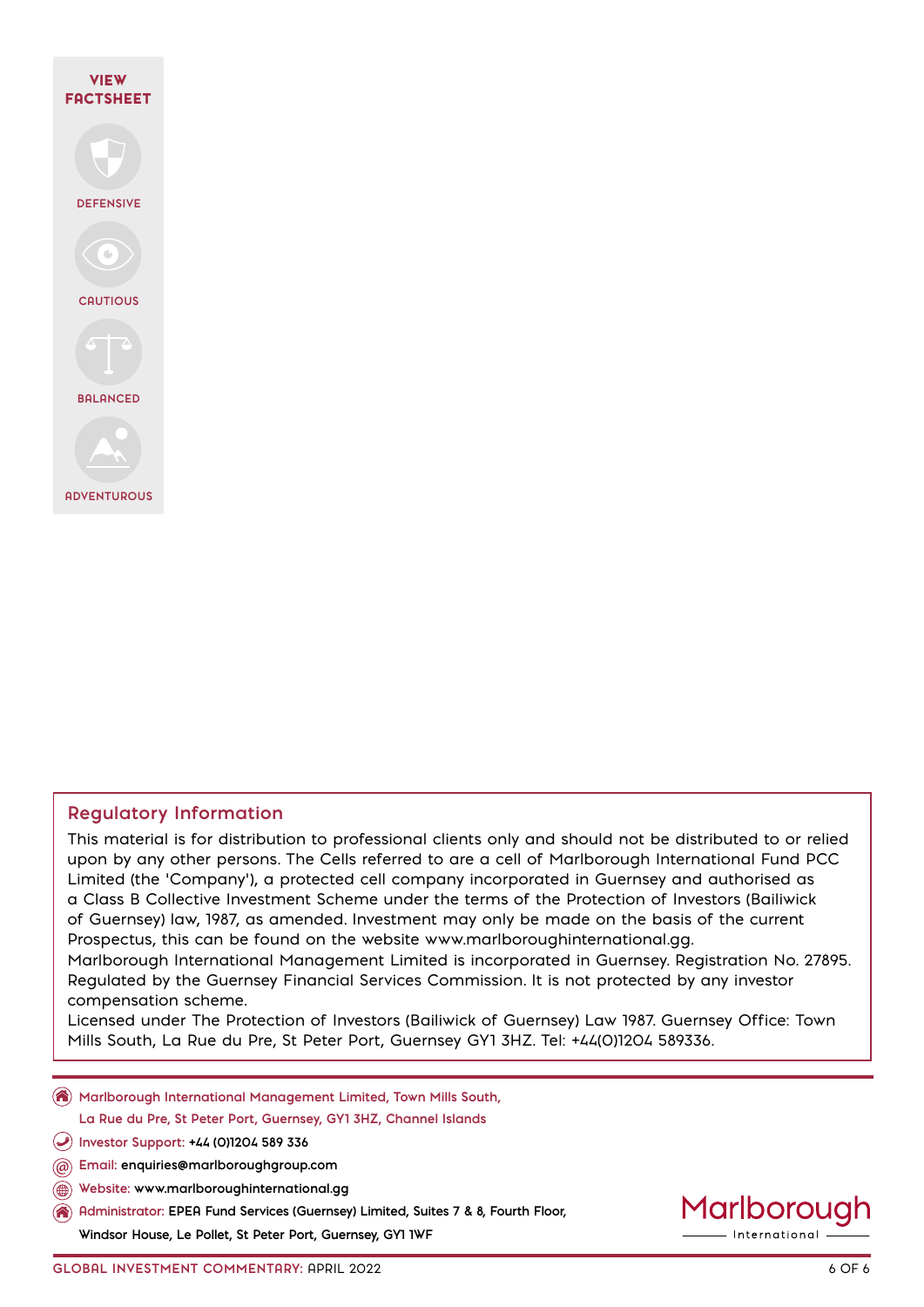**VIEW FACTSHEET**

DEFENSIVE

CAUTIOUS

BALANCED

ADVENTUROUS

## Regulatory Information

This material is for distribution to professional clients only and should not be distributed to or relied upon by any other persons. The Cells referred to are a cell of Marlborough International Fund PCC Limited (the 'Company'), a protected cell company incorporated in Guernsey and authorised as a Class B Collective Investment Scheme under the terms of the Protection of Investors (Bailiwick of Guernsey) law, 1987, as amended. Investment may only be made on the basis of the current Prospectus, this can be found on the website www.marlboroughinternational.gg.

Marlborough International Management Limited is incorporated in Guernsey. Registration No. 27895. Regulated by the Guernsey Financial Services Commission. It is not protected by any investor compensation scheme.

Licensed under The Protection of Investors (Bailiwick of Guernsey) Law 1987. Guernsey Office: Town Mills South, La Rue du Pre, St Peter Port, Guernsey GY1 3HZ. Tel: +44(0)1204 589336.

Marlborough International Management Limited, Town Mills South, La Rue du Pre, St Peter Port, Guernsey, GY1 3HZ, Channel Islands

Investor Support: **+44 (0)1204 589 336**

Email: **enquiries@marlboroughgroup.com**

Website: **www.marlboroughinternational.gg**

Administrator: **EPEA Fund Services (Guernsey) Limited, Suites 7 & 8, Fourth Floor, Windsor House, Le Pollet, St Peter Port, Guernsey, GY1 1WF**

Marlborough International